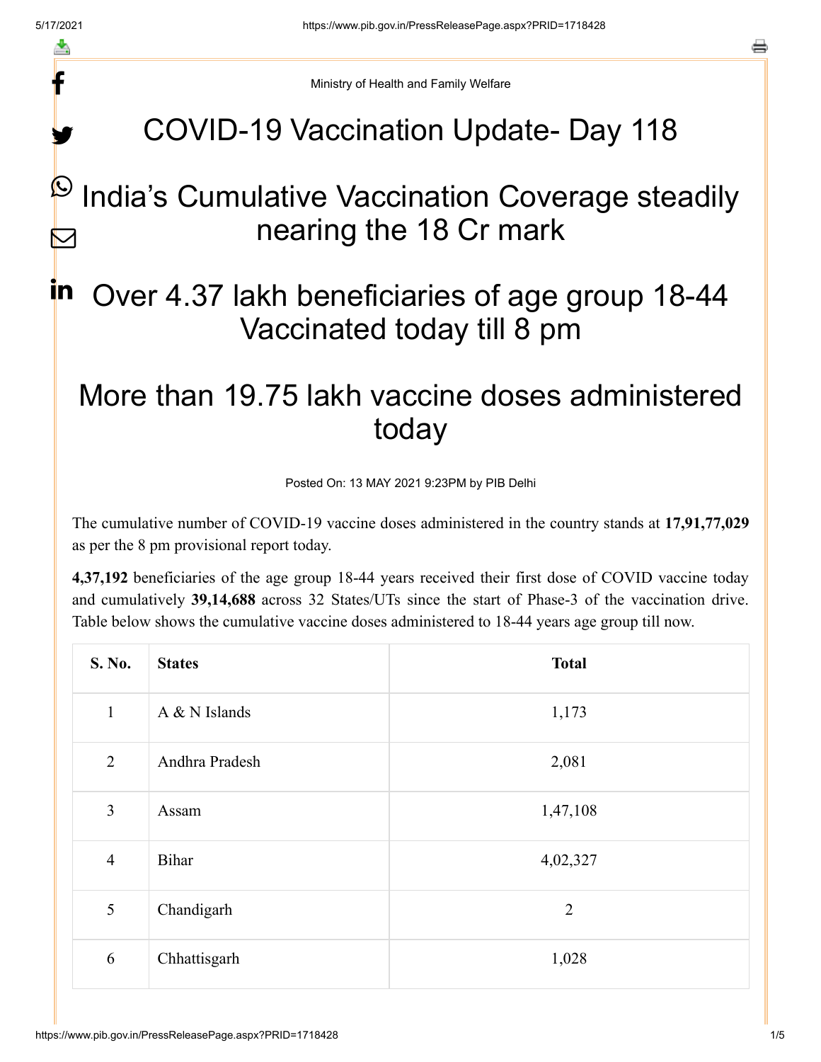Ministry of Health and Family Welfare

# COVID-19 Vaccination Update- Day 118

## India's Cumulative Vaccination Coverage steadily nearing the 18 Cr mark

## Over 4.37 lakh beneficiaries of age group 18-44 Vaccinated today till 8 pm

## More than 19.75 lakh vaccine doses administered today

Posted On: 13 MAY 2021 9:23PM by PIB Delhi

The cumulative number of COVID-19 vaccine doses administered in the country stands at **17,91,77,029** as per the 8 pm provisional report today.

**4,37,192** beneficiaries of the age group 18-44 years received their first dose of COVID vaccine today and cumulatively **39,14,688** across 32 States/UTs since the start of Phase-3 of the vaccination drive. Table below shows the cumulative vaccine doses administered to 18-44 years age group till now.

| S. No. | States | Total |
|---|---|---|
| 1 | A & N Islands | 1,173 |
| 2 | Andhra Pradesh | 2,081 |
| 3 | Assam | 1,47,108 |
| 4 | Bihar | 4,02,327 |
| 5 | Chandigarh | 2 |
| 6 | Chhattisgarh | 1,028 |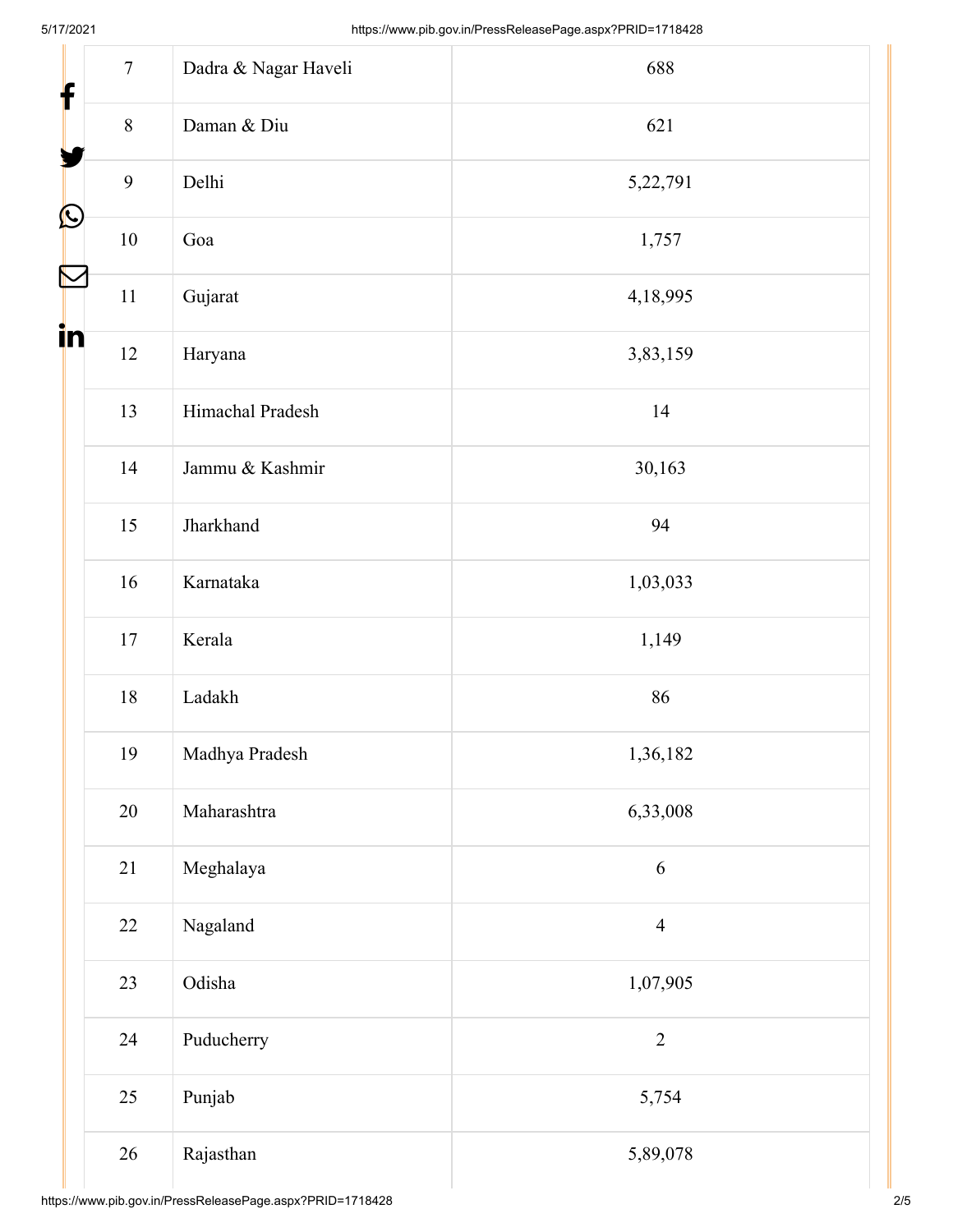| 7 | Dadra & Nagar Haveli | 688 |
|---|---|---|
| 8 | Daman & Diu | 621 |
| 9 | Delhi | 5,22,791 |
| 10 | Goa | 1,757 |
| 11 | Gujarat | 4,18,995 |
| 12 | Haryana | 3,83,159 |
| 13 | Himachal Pradesh | 14 |
| 14 | Jammu & Kashmir | 30,163 |
| 15 | Jharkhand | 94 |
| 16 | Karnataka | 1,03,033 |
| 17 | Kerala | 1,149 |
| 18 | Ladakh | 86 |
| 19 | Madhya Pradesh | 1,36,182 |
| 20 | Maharashtra | 6,33,008 |
| 21 | Meghalaya | 6 |
| 22 | Nagaland | 4 |
| 23 | Odisha | 1,07,905 |
| 24 | Puducherry | 2 |
| 25 | Punjab | 5,754 |
| 26 | Rajasthan | 5,89,078 |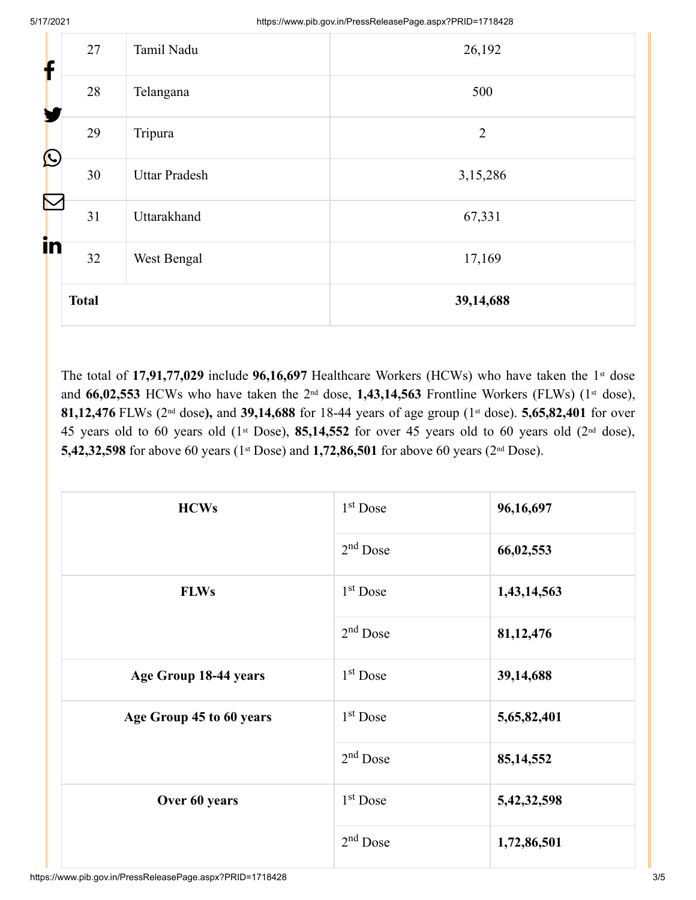| 27 | Tamil Nadu | 26,192 |
|---|---|---|
| 28 | Telangana | 500 |
| 29 | Tripura | 2 |
| 30 | Uttar Pradesh | 3,15,286 |
| 31 | Uttarakhand | 67,331 |
| 32 | West Bengal | 17,169 |
| **Total** | | **39,14,688** |

The total of **17,91,77,029** include **96,16,697** Healthcare Workers (HCWs) who have taken the 1st dose and **66,02,553** HCWs who have taken the 2nd dose, **1,43,14,563** Frontline Workers (FLWs) (1st dose), **81,12,476** FLWs (2nd dose**),** and **39,14,688** for 18-44 years of age group (1st dose). **5,65,82,401** for over 45 years old to 60 years old (1st Dose), **85,14,552** for over 45 years old to 60 years old (2nd dose), **5,42,32,598** for above 60 years (1st Dose) and **1,72,86,501** for above 60 years (2nd Dose).

| **HCWs** | 1st Dose | **96,16,697** |
|---|---|---|
| | 2nd Dose | **66,02,553** |
| **FLWs** | 1st Dose | **1,43,14,563** |
| | 2nd Dose | **81,12,476** |
| **Age Group 18-44 years** | 1st Dose | **39,14,688** |
| **Age Group 45 to 60 years** | 1st Dose | **5,65,82,401** |
| | 2nd Dose | **85,14,552** |
| **Over 60 years** | 1st Dose | **5,42,32,598** |
| | 2nd Dose | **1,72,86,501** |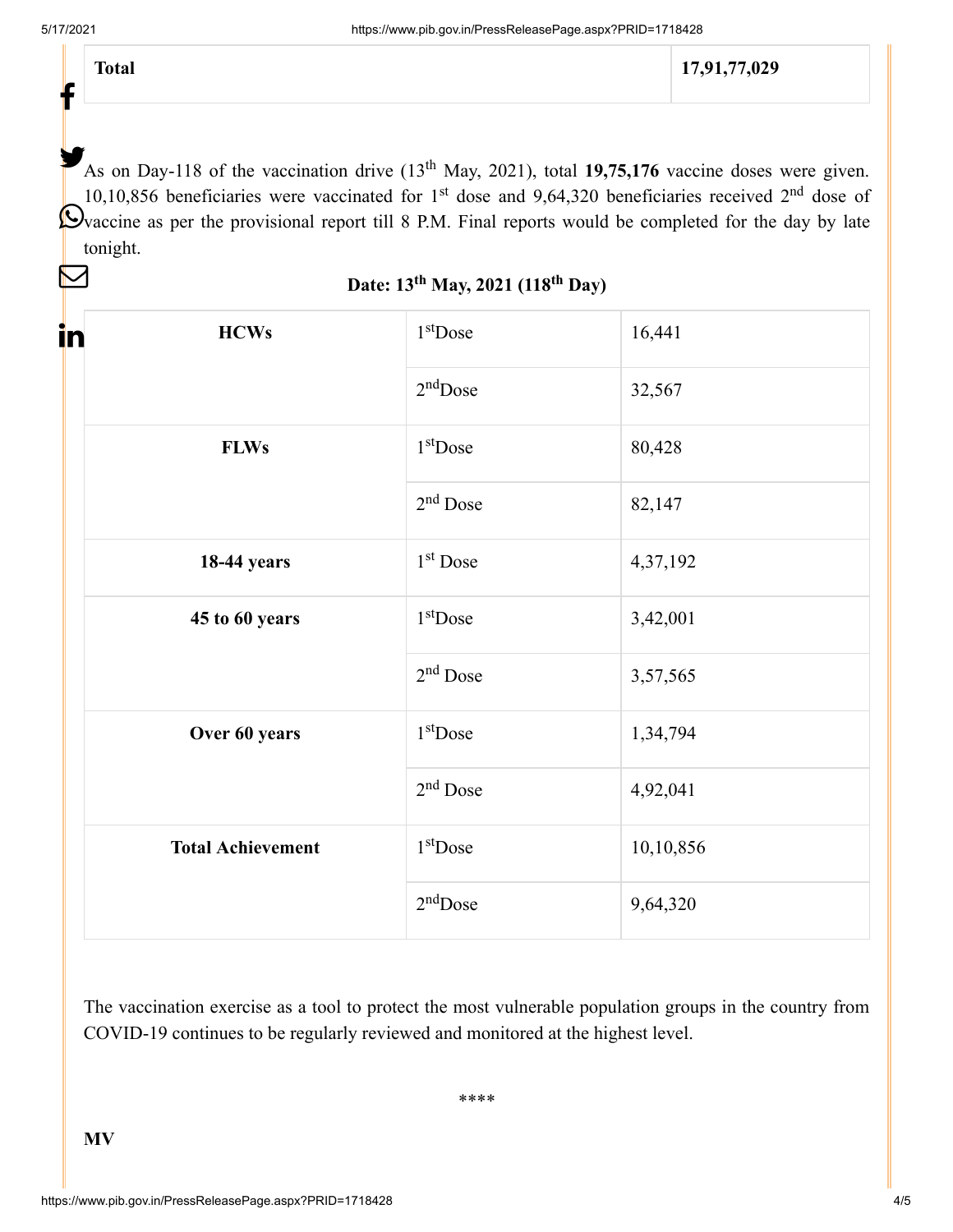| Total | 17,91,77,029 |
|---|---|

As on Day-118 of the vaccination drive (13th May, 2021), total **19,75,176** vaccine doses were given. 10,10,856 beneficiaries were vaccinated for 1st dose and 9,64,320 beneficiaries received 2nd dose of vaccine as per the provisional report till 8 P.M. Final reports would be completed for the day by late tonight.

**Date: 13th May, 2021 (118th Day)**

| | | |
|---|---|---|
| **HCWs** | 1st Dose | 16,441 |
| | 2nd Dose | 32,567 |
| **FLWs** | 1st Dose | 80,428 |
| | 2nd Dose | 82,147 |
| **18-44 years** | 1st Dose | 4,37,192 |
| **45 to 60 years** | 1st Dose | 3,42,001 |
| | 2nd Dose | 3,57,565 |
| **Over 60 years** | 1st Dose | 1,34,794 |
| | 2nd Dose | 4,92,041 |
| **Total Achievement** | 1st Dose | 10,10,856 |
| | 2nd Dose | 9,64,320 |

The vaccination exercise as a tool to protect the most vulnerable population groups in the country from COVID-19 continues to be regularly reviewed and monitored at the highest level.

****

**MV**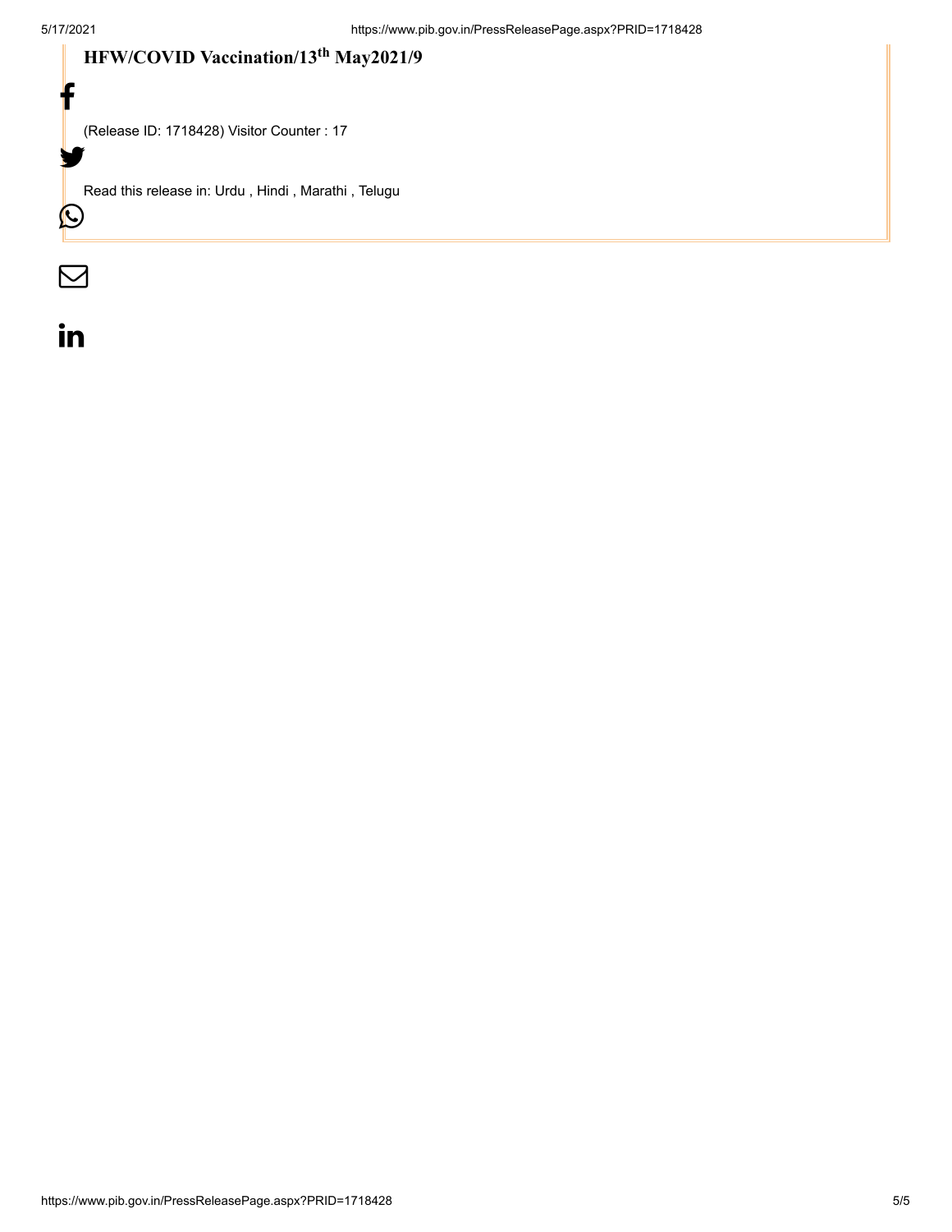**HFW/COVID Vaccination/13th May2021/9**

(Release ID: 1718428) Visitor Counter : 17

Read this release in: Urdu , Hindi , Marathi , Telugu